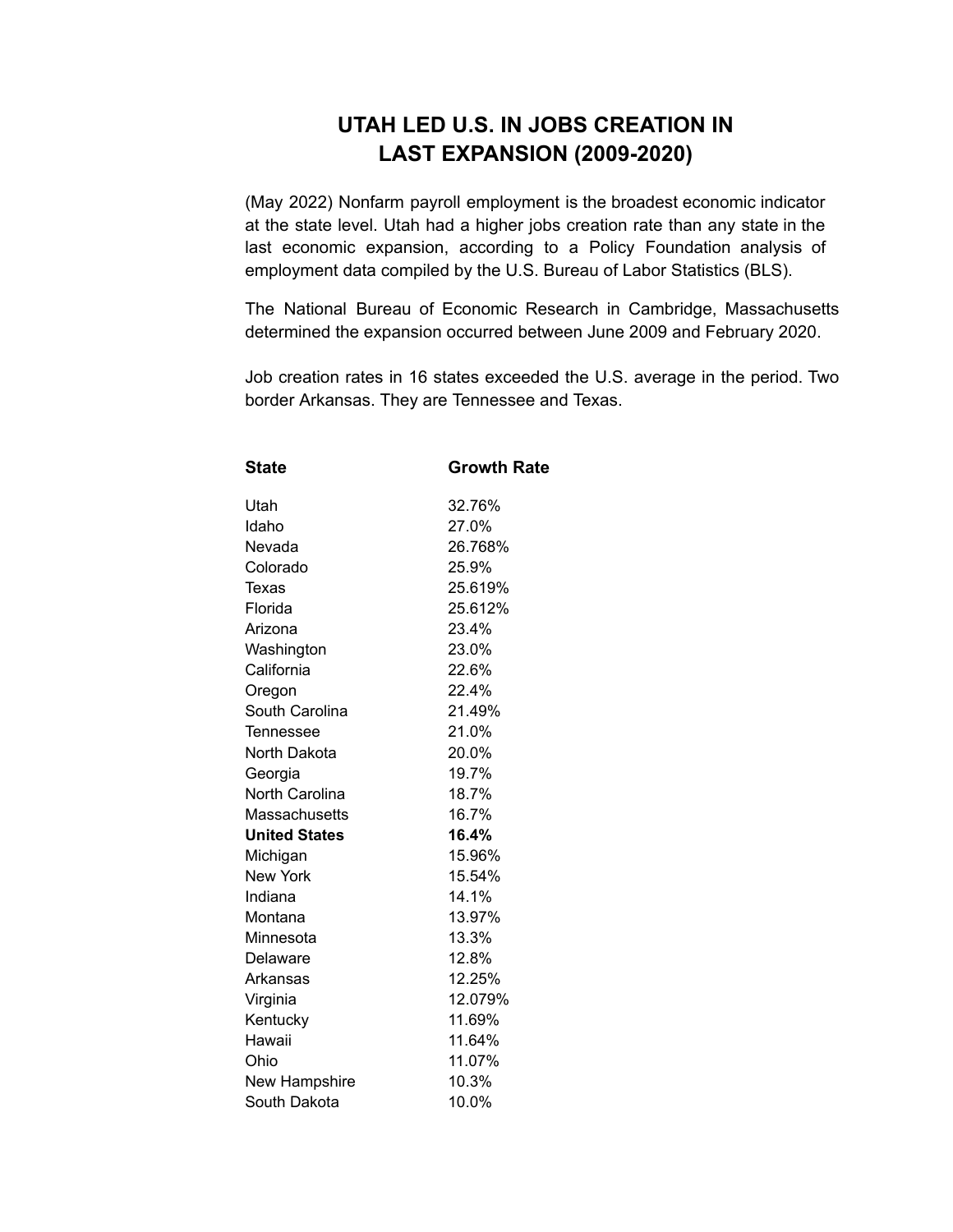# UTAH LED U.S. IN JOBS CREATION IN LAST EXPANSION (2009-2020)

(May 2022) Nonfarm payroll employment is the broadest economic indicator at the state level. Utah had a higher jobs creation rate than any state in the last economic expansion, according to a Policy Foundation analysis of employment data compiled by the U.S. Bureau of Labor Statistics (BLS).

The National Bureau of Economic Research in Cambridge, Massachusetts determined the expansion occurred between June 2009 and February 2020.

Job creation rates in 16 states exceeded the U.S. average in the period. Two border Arkansas. They are Tennessee and Texas.

| State | Growth Rate |
|---|---|
| Utah | 32.76% |
| Idaho | 27.0% |
| Nevada | 26.768% |
| Colorado | 25.9% |
| Texas | 25.619% |
| Florida | 25.612% |
| Arizona | 23.4% |
| Washington | 23.0% |
| California | 22.6% |
| Oregon | 22.4% |
| South Carolina | 21.49% |
| Tennessee | 21.0% |
| North Dakota | 20.0% |
| Georgia | 19.7% |
| North Carolina | 18.7% |
| Massachusetts | 16.7% |
| **United States** | **16.4%** |
| Michigan | 15.96% |
| New York | 15.54% |
| Indiana | 14.1% |
| Montana | 13.97% |
| Minnesota | 13.3% |
| Delaware | 12.8% |
| Arkansas | 12.25% |
| Virginia | 12.079% |
| Kentucky | 11.69% |
| Hawaii | 11.64% |
| Ohio | 11.07% |
| New Hampshire | 10.3% |
| South Dakota | 10.0% |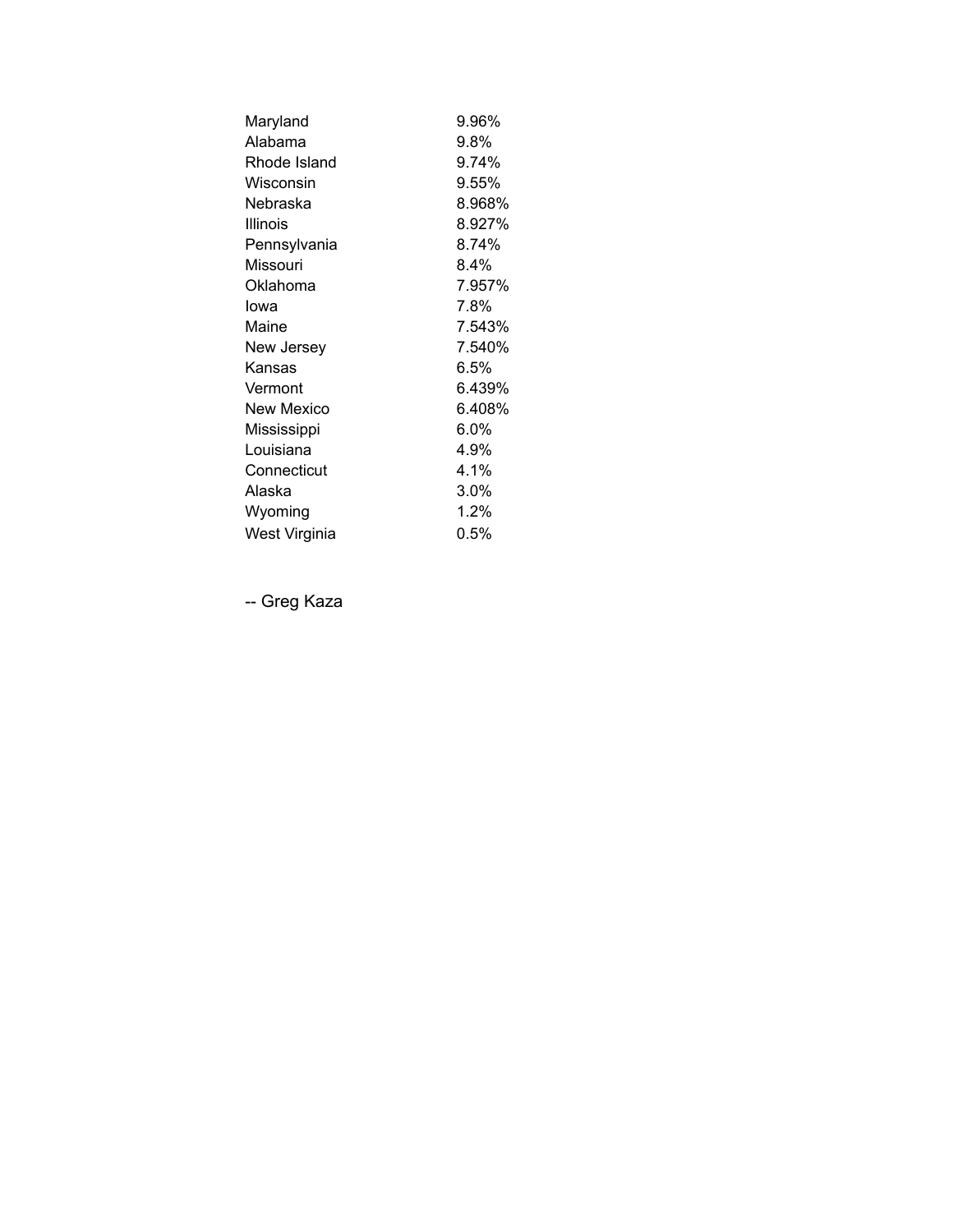| | |
|---|---|
| Maryland | 9.96% |
| Alabama | 9.8% |
| Rhode Island | 9.74% |
| Wisconsin | 9.55% |
| Nebraska | 8.968% |
| Illinois | 8.927% |
| Pennsylvania | 8.74% |
| Missouri | 8.4% |
| Oklahoma | 7.957% |
| Iowa | 7.8% |
| Maine | 7.543% |
| New Jersey | 7.540% |
| Kansas | 6.5% |
| Vermont | 6.439% |
| New Mexico | 6.408% |
| Mississippi | 6.0% |
| Louisiana | 4.9% |
| Connecticut | 4.1% |
| Alaska | 3.0% |
| Wyoming | 1.2% |
| West Virginia | 0.5% |

-- Greg Kaza